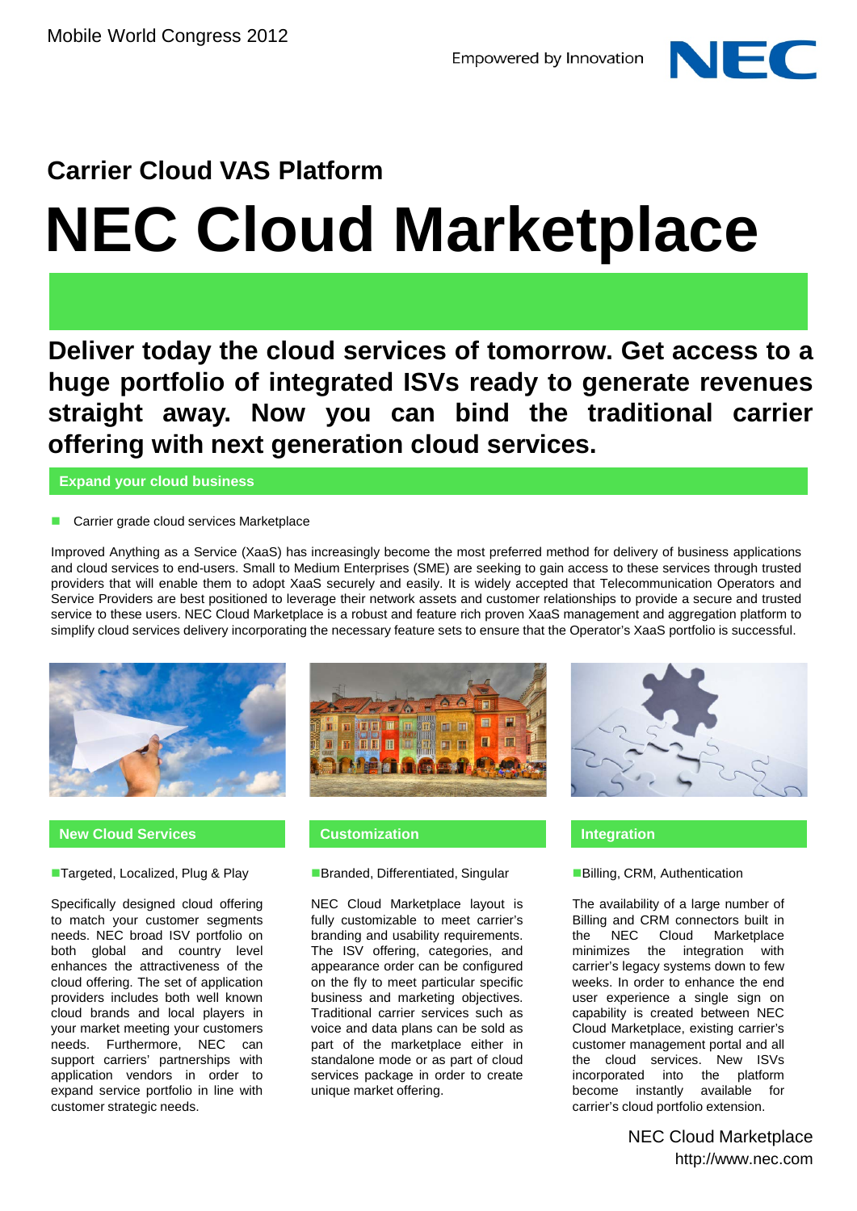Mobile World Congress 2012

Empowered by Innovation

NEC

### Carrier Cloud VAS Platform

# NEC Cloud Marketplace

**Deliver today the cloud services of tomorrow. Get access to a huge portfolio of integrated ISVs ready to generate revenues straight away. Now you can bind the traditional carrier offering with next generation cloud services.**

## Expand your cloud business

- Carrier grade cloud services Marketplace

Improved Anything as a Service (XaaS) has increasingly become the most preferred method for delivery of business applications and cloud services to end-users. Small to Medium Enterprises (SME) are seeking to gain access to these services through trusted providers that will enable them to adopt XaaS securely and easily. It is widely accepted that Telecommunication Operators and Service Providers are best positioned to leverage their network assets and customer relationships to provide a secure and trusted service to these users. NEC Cloud Marketplace is a robust and feature rich proven XaaS management and aggregation platform to simplify cloud services delivery incorporating the necessary feature sets to ensure that the Operator's XaaS portfolio is successful.

## New Cloud Services

- Targeted, Localized, Plug & Play

Specifically designed cloud offering to match your customer segments needs. NEC broad ISV portfolio on both global and country level enhances the attractiveness of the cloud offering. The set of application providers includes both well known cloud brands and local players in your market meeting your customers needs. Furthermore, NEC can support carriers' partnerships with application vendors in order to expand service portfolio in line with customer strategic needs.

## Customization

- Branded, Differentiated, Singular

NEC Cloud Marketplace layout is fully customizable to meet carrier's branding and usability requirements. The ISV offering, categories, and appearance order can be configured on the fly to meet particular specific business and marketing objectives. Traditional carrier services such as voice and data plans can be sold as part of the marketplace either in standalone mode or as part of cloud services package in order to create unique market offering.

## Integration

- Billing, CRM, Authentication

The availability of a large number of Billing and CRM connectors built in the NEC Cloud Marketplace minimizes the integration with carrier's legacy systems down to few weeks. In order to enhance the end user experience a single sign on capability is created between NEC Cloud Marketplace, existing carrier's customer management portal and all the cloud services. New ISVs incorporated into the platform become instantly available for carrier's cloud portfolio extension.

NEC Cloud Marketplace
http://www.nec.com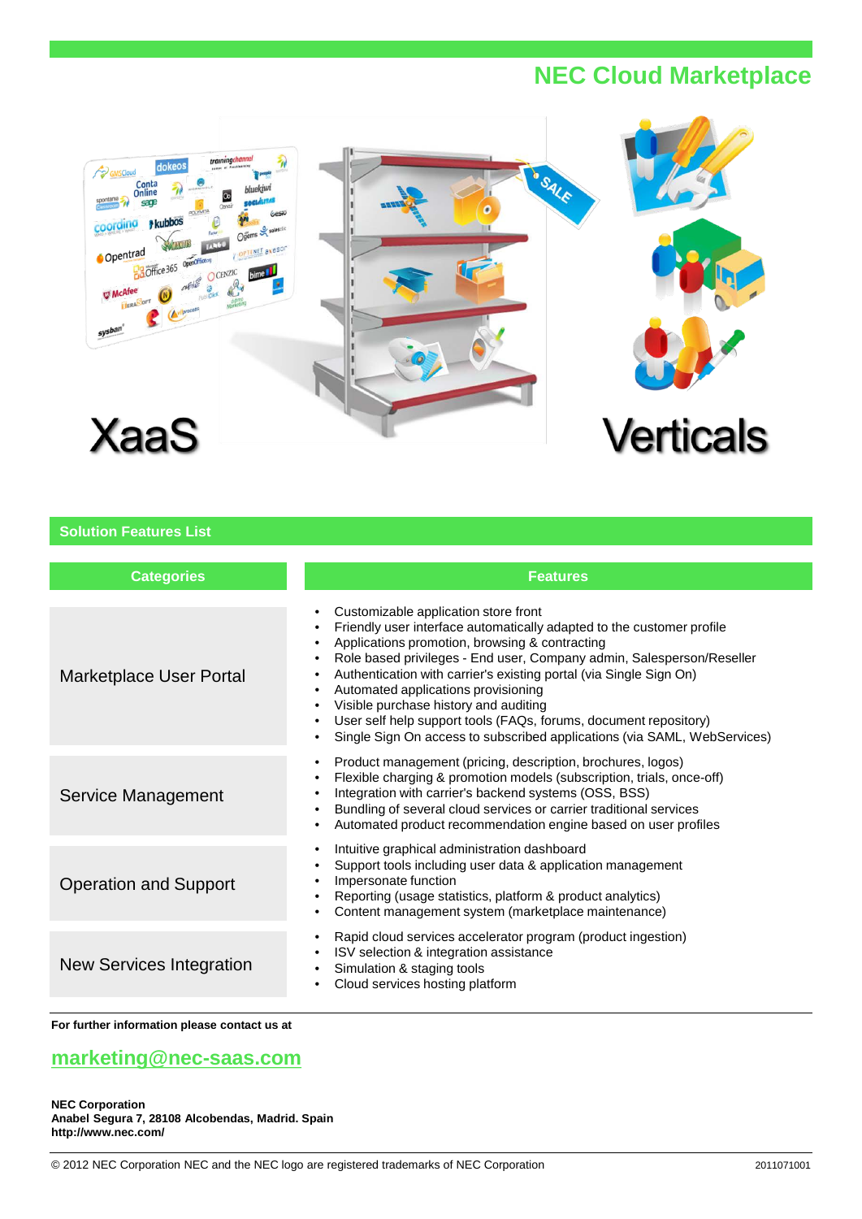# NEC Cloud Marketplace

XaaS

Verticals

## Solution Features List

| Categories | Features |
|---|---|
| Marketplace User Portal | • Customizable application store front<br>• Friendly user interface automatically adapted to the customer profile<br>• Applications promotion, browsing & contracting<br>• Role based privileges - End user, Company admin, Salesperson/Reseller<br>• Authentication with carrier's existing portal (via Single Sign On)<br>• Automated applications provisioning<br>• Visible purchase history and auditing<br>• User self help support tools (FAQs, forums, document repository)<br>• Single Sign On access to subscribed applications (via SAML, WebServices) |
| Service Management | • Product management (pricing, description, brochures, logos)<br>• Flexible charging & promotion models (subscription, trials, once-off)<br>• Integration with carrier's backend systems (OSS, BSS)<br>• Bundling of several cloud services or carrier traditional services<br>• Automated product recommendation engine based on user profiles |
| Operation and Support | • Intuitive graphical administration dashboard<br>• Support tools including user data & application management<br>• Impersonate function<br>• Reporting (usage statistics, platform & product analytics)<br>• Content management system (marketplace maintenance) |
| New Services Integration | • Rapid cloud services accelerator program (product ingestion)<br>• ISV selection & integration assistance<br>• Simulation & staging tools<br>• Cloud services hosting platform |

**For further information please contact us at**

**marketing@nec-saas.com**

**NEC Corporation**
**Anabel Segura 7, 28108 Alcobendas, Madrid. Spain**
**http://www.nec.com/**

© 2012 NEC Corporation NEC and the NEC logo are registered trademarks of NEC Corporation

2011071001